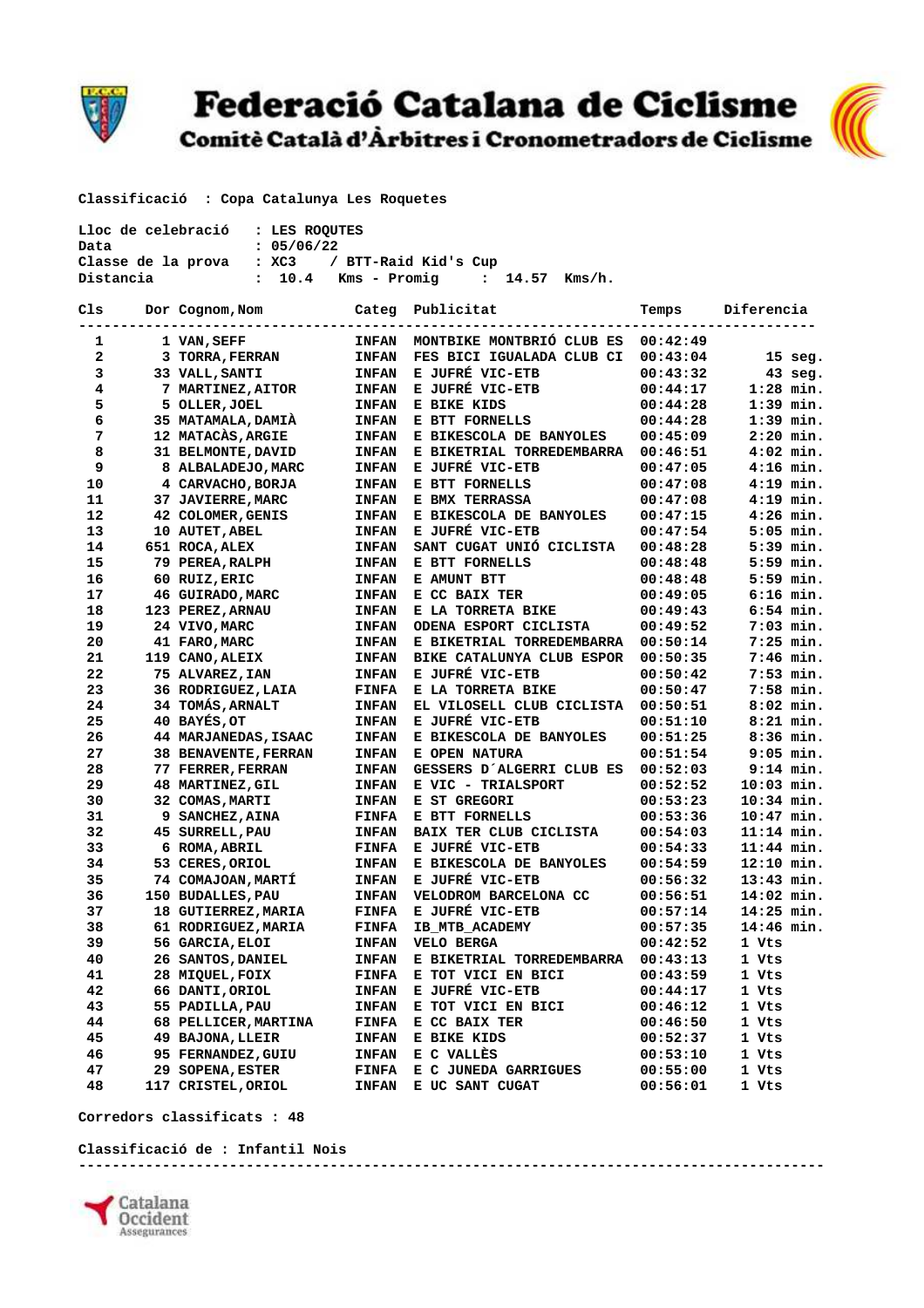# Federació Catalana de Ciclisme

## Comitè Català d'Àrbitres i Cronometradors de Ciclisme

**Classificació : Copa Catalunya Les Roquetes**

**Lloc de celebració : LES ROQUTES**
**Data : 05/06/22**
**Classe de la prova : XC3 / BTT-Raid Kid's Cup**
**Distancia : 10.4 Kms - Promig : 14.57 Kms/h.**

| Cls | Dor | Cognom,Nom | Categ | Publicitat | Temps | Diferencia |
|---|---|---|---|---|---|---|
| 1 | 1 | VAN,SEFF | INFAN | MONTBIKE MONTBRIÓ CLUB ES | 00:42:49 | |
| 2 | 3 | TORRA,FERRAN | INFAN | FES BICI IGUALADA CLUB CI | 00:43:04 | 15 seg. |
| 3 | 33 | VALL,SANTI | INFAN | E JUFRÉ VIC-ETB | 00:43:32 | 43 seg. |
| 4 | 7 | MARTINEZ,AITOR | INFAN | E JUFRÉ VIC-ETB | 00:44:17 | 1:28 min. |
| 5 | 5 | OLLER,JOEL | INFAN | E BIKE KIDS | 00:44:28 | 1:39 min. |
| 6 | 35 | MATAMALA,DAMIÀ | INFAN | E BTT FORNELLS | 00:44:28 | 1:39 min. |
| 7 | 12 | MATACÀS,ARGIE | INFAN | E BIKESCOLA DE BANYOLES | 00:45:09 | 2:20 min. |
| 8 | 31 | BELMONTE,DAVID | INFAN | E BIKETRIAL TORREDEMBARRA | 00:46:51 | 4:02 min. |
| 9 | 8 | ALBALADEJO,MARC | INFAN | E JUFRÉ VIC-ETB | 00:47:05 | 4:16 min. |
| 10 | 4 | CARVACHO,BORJA | INFAN | E BTT FORNELLS | 00:47:08 | 4:19 min. |
| 11 | 37 | JAVIERRE,MARC | INFAN | E BMX TERRASSA | 00:47:08 | 4:19 min. |
| 12 | 42 | COLOMER,GENIS | INFAN | E BIKESCOLA DE BANYOLES | 00:47:15 | 4:26 min. |
| 13 | 10 | AUTET,ABEL | INFAN | E JUFRÉ VIC-ETB | 00:47:54 | 5:05 min. |
| 14 | 651 | ROCA,ALEX | INFAN | SANT CUGAT UNIÓ CICLISTA | 00:48:28 | 5:39 min. |
| 15 | 79 | PEREA,RALPH | INFAN | E BTT FORNELLS | 00:48:48 | 5:59 min. |
| 16 | 60 | RUIZ,ERIC | INFAN | E AMUNT BTT | 00:48:48 | 5:59 min. |
| 17 | 46 | GUIRADO,MARC | INFAN | E CC BAIX TER | 00:49:05 | 6:16 min. |
| 18 | 123 | PEREZ,ARNAU | INFAN | E LA TORRETA BIKE | 00:49:43 | 6:54 min. |
| 19 | 24 | VIVO,MARC | INFAN | ODENA ESPORT CICLISTA | 00:49:52 | 7:03 min. |
| 20 | 41 | FARO,MARC | INFAN | E BIKETRIAL TORREDEMBARRA | 00:50:14 | 7:25 min. |
| 21 | 119 | CANO,ALEIX | INFAN | BIKE CATALUNYA CLUB ESPOR | 00:50:35 | 7:46 min. |
| 22 | 75 | ALVAREZ,IAN | INFAN | E JUFRÉ VIC-ETB | 00:50:42 | 7:53 min. |
| 23 | 36 | RODRIGUEZ,LAIA | FINFA | E LA TORRETA BIKE | 00:50:47 | 7:58 min. |
| 24 | 34 | TOMÁS,ARNALT | INFAN | EL VILOSELL CLUB CICLISTA | 00:50:51 | 8:02 min. |
| 25 | 40 | BAYÉS,OT | INFAN | E JUFRÉ VIC-ETB | 00:51:10 | 8:21 min. |
| 26 | 44 | MARJANEDAS,ISAAC | INFAN | E BIKESCOLA DE BANYOLES | 00:51:25 | 8:36 min. |
| 27 | 38 | BENAVENTE,FERRAN | INFAN | E OPEN NATURA | 00:51:54 | 9:05 min. |
| 28 | 77 | FERRER,FERRAN | INFAN | GESSERS D´ALGERRI CLUB ES | 00:52:03 | 9:14 min. |
| 29 | 48 | MARTINEZ,GIL | INFAN | E VIC - TRIALSPORT | 00:52:52 | 10:03 min. |
| 30 | 32 | COMAS,MARTI | INFAN | E ST GREGORI | 00:53:23 | 10:34 min. |
| 31 | 9 | SANCHEZ,AINA | FINFA | E BTT FORNELLS | 00:53:36 | 10:47 min. |
| 32 | 45 | SURRELL,PAU | INFAN | BAIX TER CLUB CICLISTA | 00:54:03 | 11:14 min. |
| 33 | 6 | ROMA,ABRIL | FINFA | E JUFRÉ VIC-ETB | 00:54:33 | 11:44 min. |
| 34 | 53 | CERES,ORIOL | INFAN | E BIKESCOLA DE BANYOLES | 00:54:59 | 12:10 min. |
| 35 | 74 | COMAJOAN,MARTÍ | INFAN | E JUFRÉ VIC-ETB | 00:56:32 | 13:43 min. |
| 36 | 150 | BUDALLES,PAU | INFAN | VELODROM BARCELONA CC | 00:56:51 | 14:02 min. |
| 37 | 18 | GUTIERREZ,MARIA | FINFA | E JUFRÉ VIC-ETB | 00:57:14 | 14:25 min. |
| 38 | 61 | RODRIGUEZ,MARIA | FINFA | IB_MTB_ACADEMY | 00:57:35 | 14:46 min. |
| 39 | 56 | GARCIA,ELOI | INFAN | VELO BERGA | 00:42:52 | 1 Vts |
| 40 | 26 | SANTOS,DANIEL | INFAN | E BIKETRIAL TORREDEMBARRA | 00:43:13 | 1 Vts |
| 41 | 28 | MIQUEL,FOIX | FINFA | E TOT VICI EN BICI | 00:43:59 | 1 Vts |
| 42 | 66 | DANTI,ORIOL | INFAN | E JUFRÉ VIC-ETB | 00:44:17 | 1 Vts |
| 43 | 55 | PADILLA,PAU | INFAN | E TOT VICI EN BICI | 00:46:12 | 1 Vts |
| 44 | 68 | PELLICER,MARTINA | FINFA | E CC BAIX TER | 00:46:50 | 1 Vts |
| 45 | 49 | BAJONA,LLEIR | INFAN | E BIKE KIDS | 00:52:37 | 1 Vts |
| 46 | 95 | FERNANDEZ,GUIU | INFAN | E C VALLÈS | 00:53:10 | 1 Vts |
| 47 | 29 | SOPENA,ESTER | FINFA | E C JUNEDA GARRIGUES | 00:55:00 | 1 Vts |
| 48 | 117 | CRISTEL,ORIOL | INFAN | E UC SANT CUGAT | 00:56:01 | 1 Vts |

**Corredors classificats : 48**

**Classificació de : Infantil Nois**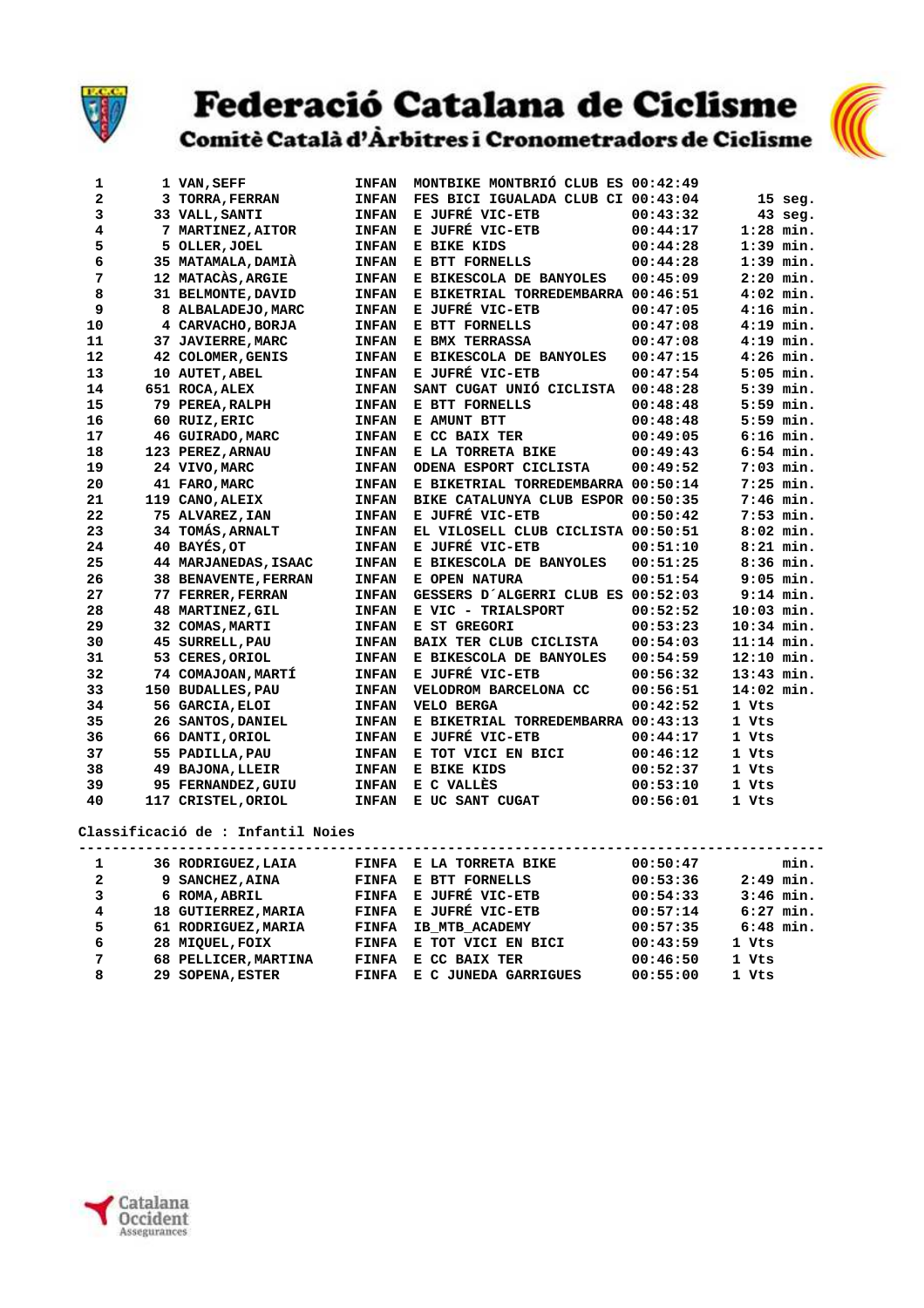# Federació Catalana de Ciclisme

## Comitè Català d'Àrbitres i Cronometradors de Ciclisme

| | | | | | | |
|---|---|---|---|---|---|---|
| 1 | 1 | VAN,SEFF | INFAN | MONTBIKE MONTBRIÓ CLUB ES | 00:42:49 | |
| 2 | 3 | TORRA,FERRAN | INFAN | FES BICI IGUALADA CLUB CI | 00:43:04 | 15 seg. |
| 3 | 33 | VALL,SANTI | INFAN | E JUFRÉ VIC-ETB | 00:43:32 | 43 seg. |
| 4 | 7 | MARTINEZ,AITOR | INFAN | E JUFRÉ VIC-ETB | 00:44:17 | 1:28 min. |
| 5 | 5 | OLLER,JOEL | INFAN | E BIKE KIDS | 00:44:28 | 1:39 min. |
| 6 | 35 | MATAMALA,DAMIÀ | INFAN | E BTT FORNELLS | 00:44:28 | 1:39 min. |
| 7 | 12 | MATACÀS,ARGIE | INFAN | E BIKESCOLA DE BANYOLES | 00:45:09 | 2:20 min. |
| 8 | 31 | BELMONTE,DAVID | INFAN | E BIKETRIAL TORREDEMBARRA | 00:46:51 | 4:02 min. |
| 9 | 8 | ALBALADEJO,MARC | INFAN | E JUFRÉ VIC-ETB | 00:47:05 | 4:16 min. |
| 10 | 4 | CARVACHO,BORJA | INFAN | E BTT FORNELLS | 00:47:08 | 4:19 min. |
| 11 | 37 | JAVIERRE,MARC | INFAN | E BMX TERRASSA | 00:47:08 | 4:19 min. |
| 12 | 42 | COLOMER,GENIS | INFAN | E BIKESCOLA DE BANYOLES | 00:47:15 | 4:26 min. |
| 13 | 10 | AUTET,ABEL | INFAN | E JUFRÉ VIC-ETB | 00:47:54 | 5:05 min. |
| 14 | 651 | ROCA,ALEX | INFAN | SANT CUGAT UNIÓ CICLISTA | 00:48:28 | 5:39 min. |
| 15 | 79 | PEREA,RALPH | INFAN | E BTT FORNELLS | 00:48:48 | 5:59 min. |
| 16 | 60 | RUIZ,ERIC | INFAN | E AMUNT BTT | 00:48:48 | 5:59 min. |
| 17 | 46 | GUIRADO,MARC | INFAN | E CC BAIX TER | 00:49:05 | 6:16 min. |
| 18 | 123 | PEREZ,ARNAU | INFAN | E LA TORRETA BIKE | 00:49:43 | 6:54 min. |
| 19 | 24 | VIVO,MARC | INFAN | ODENA ESPORT CICLISTA | 00:49:52 | 7:03 min. |
| 20 | 41 | FARO,MARC | INFAN | E BIKETRIAL TORREDEMBARRA | 00:50:14 | 7:25 min. |
| 21 | 119 | CANO,ALEIX | INFAN | BIKE CATALUNYA CLUB ESPOR | 00:50:35 | 7:46 min. |
| 22 | 75 | ALVAREZ,IAN | INFAN | E JUFRÉ VIC-ETB | 00:50:42 | 7:53 min. |
| 23 | 34 | TOMÁS,ARNALT | INFAN | EL VILOSELL CLUB CICLISTA | 00:50:51 | 8:02 min. |
| 24 | 40 | BAYÉS,OT | INFAN | E JUFRÉ VIC-ETB | 00:51:10 | 8:21 min. |
| 25 | 44 | MARJANEDAS,ISAAC | INFAN | E BIKESCOLA DE BANYOLES | 00:51:25 | 8:36 min. |
| 26 | 38 | BENAVENTE,FERRAN | INFAN | E OPEN NATURA | 00:51:54 | 9:05 min. |
| 27 | 77 | FERRER,FERRAN | INFAN | GESSERS D´ALGERRI CLUB ES | 00:52:03 | 9:14 min. |
| 28 | 48 | MARTINEZ,GIL | INFAN | E VIC - TRIALSPORT | 00:52:52 | 10:03 min. |
| 29 | 32 | COMAS,MARTI | INFAN | E ST GREGORI | 00:53:23 | 10:34 min. |
| 30 | 45 | SURRELL,PAU | INFAN | BAIX TER CLUB CICLISTA | 00:54:03 | 11:14 min. |
| 31 | 53 | CERES,ORIOL | INFAN | E BIKESCOLA DE BANYOLES | 00:54:59 | 12:10 min. |
| 32 | 74 | COMAJOAN,MARTÍ | INFAN | E JUFRÉ VIC-ETB | 00:56:32 | 13:43 min. |
| 33 | 150 | BUDALLES,PAU | INFAN | VELODROM BARCELONA CC | 00:56:51 | 14:02 min. |
| 34 | 56 | GARCIA,ELOI | INFAN | VELO BERGA | 00:42:52 | 1 Vts |
| 35 | 26 | SANTOS,DANIEL | INFAN | E BIKETRIAL TORREDEMBARRA | 00:43:13 | 1 Vts |
| 36 | 66 | DANTI,ORIOL | INFAN | E JUFRÉ VIC-ETB | 00:44:17 | 1 Vts |
| 37 | 55 | PADILLA,PAU | INFAN | E TOT VICI EN BICI | 00:46:12 | 1 Vts |
| 38 | 49 | BAJONA,LLEIR | INFAN | E BIKE KIDS | 00:52:37 | 1 Vts |
| 39 | 95 | FERNANDEZ,GUIU | INFAN | E C VALLÈS | 00:53:10 | 1 Vts |
| 40 | 117 | CRISTEL,ORIOL | INFAN | E UC SANT CUGAT | 00:56:01 | 1 Vts |

Classificació de : Infantil Noies

| | | | | | | |
|---|---|---|---|---|---|---|
| 1 | 36 | RODRIGUEZ,LAIA | FINFA | E LA TORRETA BIKE | 00:50:47 | min. |
| 2 | 9 | SANCHEZ,AINA | FINFA | E BTT FORNELLS | 00:53:36 | 2:49 min. |
| 3 | 6 | ROMA,ABRIL | FINFA | E JUFRÉ VIC-ETB | 00:54:33 | 3:46 min. |
| 4 | 18 | GUTIERREZ,MARIA | FINFA | E JUFRÉ VIC-ETB | 00:57:14 | 6:27 min. |
| 5 | 61 | RODRIGUEZ,MARIA | FINFA | IB_MTB_ACADEMY | 00:57:35 | 6:48 min. |
| 6 | 28 | MIQUEL,FOIX | FINFA | E TOT VICI EN BICI | 00:43:59 | 1 Vts |
| 7 | 68 | PELLICER,MARTINA | FINFA | E CC BAIX TER | 00:46:50 | 1 Vts |
| 8 | 29 | SOPENA,ESTER | FINFA | E C JUNEDA GARRIGUES | 00:55:00 | 1 Vts |

Catalana Occident Assegurances